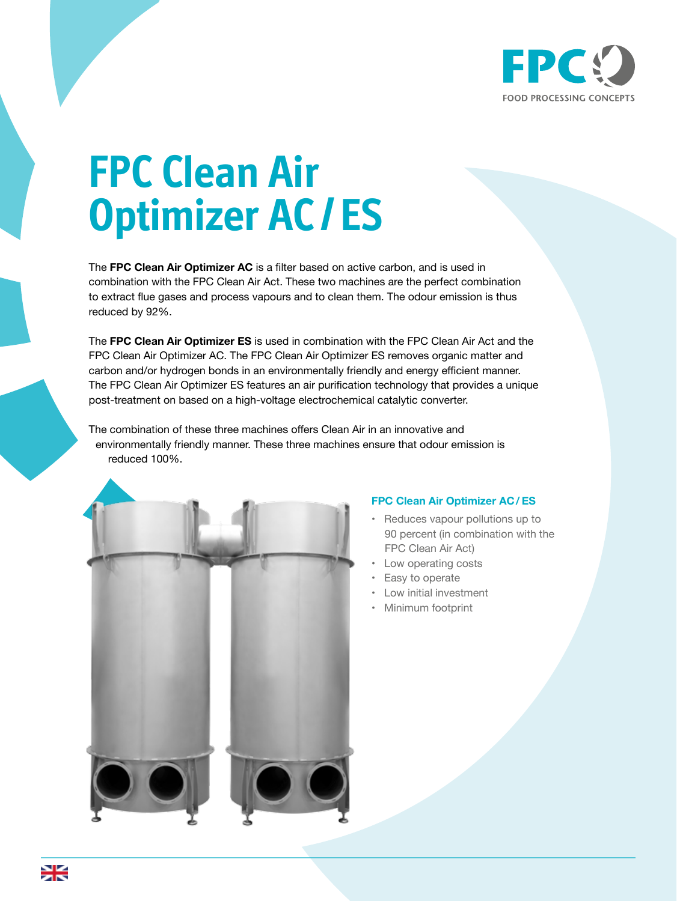# FPC Clean Air Optimizer AC / ES

The **FPC Clean Air Optimizer AC** is a filter based on active carbon, and is used in combination with the FPC Clean Air Act. These two machines are the perfect combination to extract flue gases and process vapours and to clean them. The odour emission is thus reduced by 92%.

The **FPC Clean Air Optimizer ES** is used in combination with the FPC Clean Air Act and the FPC Clean Air Optimizer AC. The FPC Clean Air Optimizer ES removes organic matter and carbon and/or hydrogen bonds in an environmentally friendly and energy efficient manner. The FPC Clean Air Optimizer ES features an air purification technology that provides a unique post-treatment on based on a high-voltage electrochemical catalytic converter.

The combination of these three machines offers Clean Air in an innovative and environmentally friendly manner. These three machines ensure that odour emission is reduced 100%.

### FPC Clean Air Optimizer AC / ES

- Reduces vapour pollutions up to 90 percent (in combination with the FPC Clean Air Act)
- Low operating costs
- Easy to operate
- Low initial investment
- Minimum footprint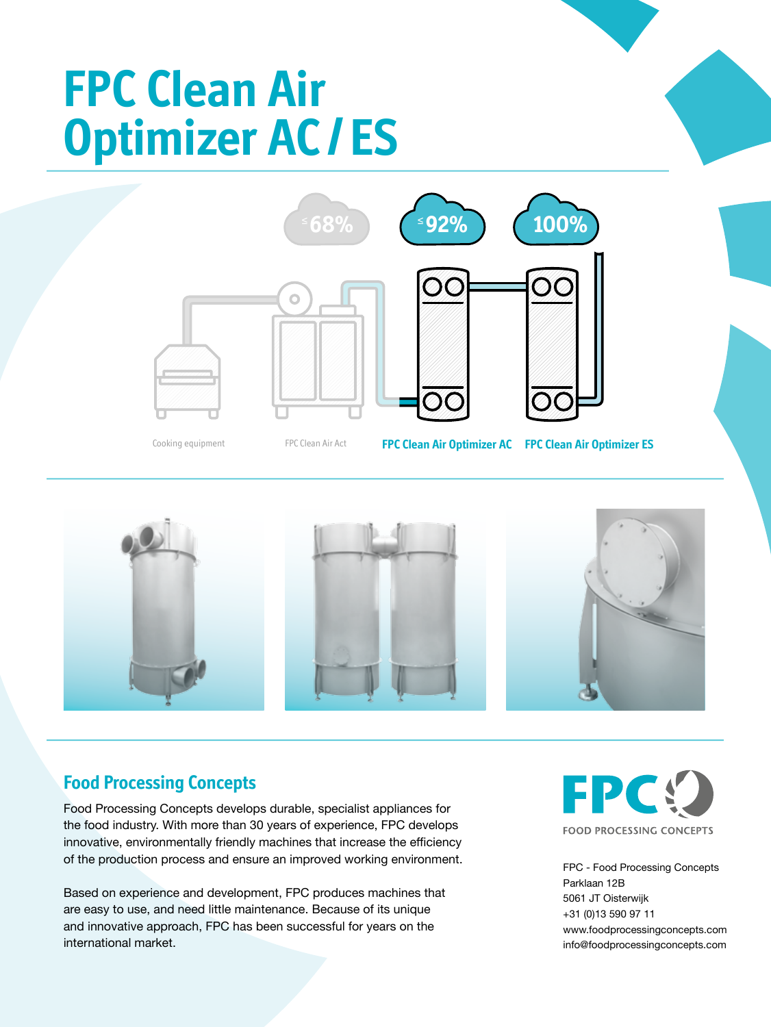# FPC Clean Air Optimizer AC / ES

≤68%

≤92%

100%

Cooking equipment

FPC Clean Air Act

FPC Clean Air Optimizer AC

FPC Clean Air Optimizer ES

## Food Processing Concepts

Food Processing Concepts develops durable, specialist appliances for the food industry. With more than 30 years of experience, FPC develops innovative, environmentally friendly machines that increase the efficiency of the production process and ensure an improved working environment.

Based on experience and development, FPC produces machines that are easy to use, and need little maintenance. Because of its unique and innovative approach, FPC has been successful for years on the international market.

FPC

FOOD PROCESSING CONCEPTS

FPC - Food Processing Concepts
Parklaan 12B
5061 JT Oisterwijk
+31 (0)13 590 97 11
www.foodprocessingconcepts.com
info@foodprocessingconcepts.com